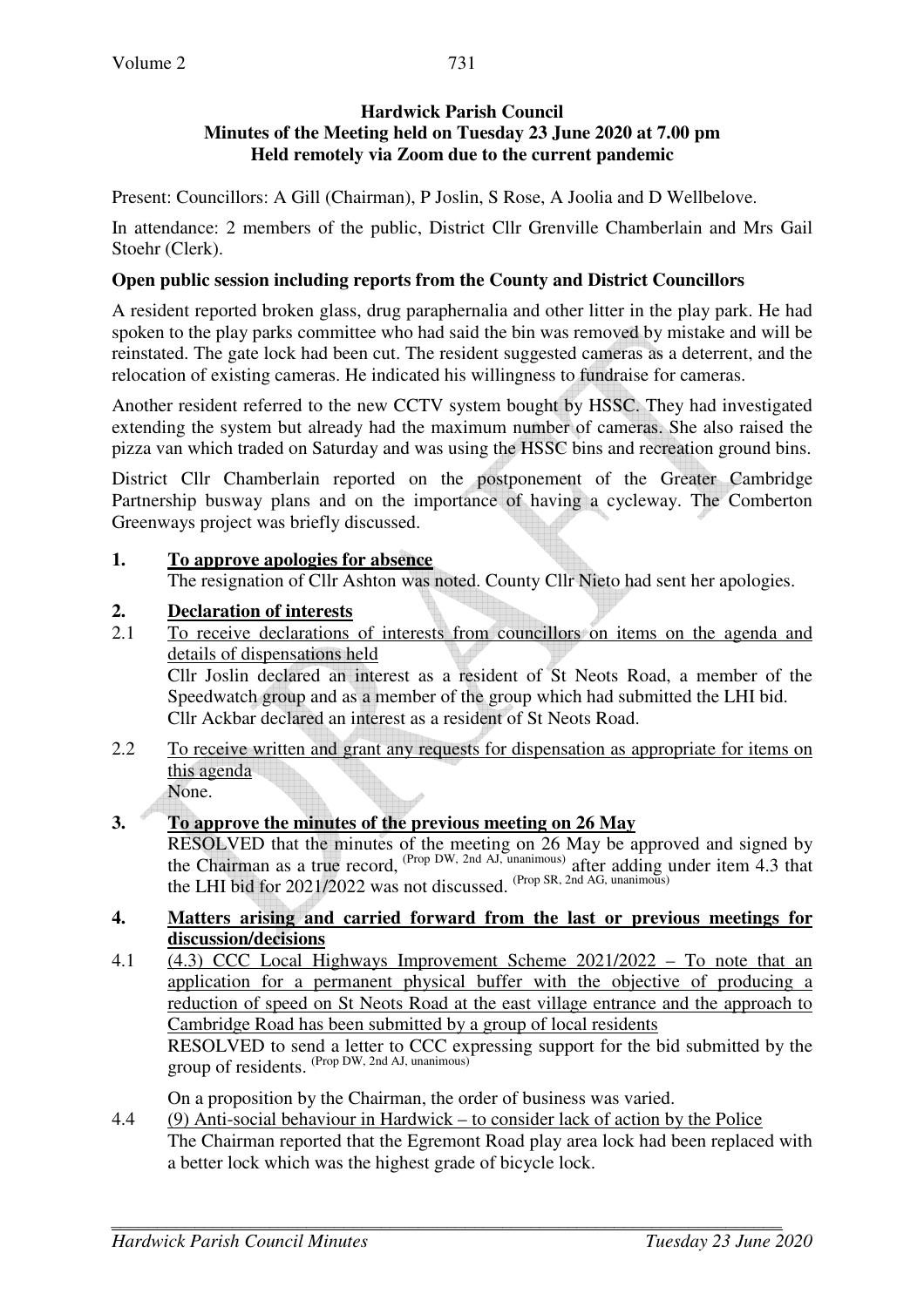**Hardwick Parish Council**
**Minutes of the Meeting held on Tuesday 23 June 2020 at 7.00 pm**
**Held remotely via Zoom due to the current pandemic**

Present: Councillors: A Gill (Chairman), P Joslin, S Rose, A Joolia and D Wellbelove.

In attendance: 2 members of the public, District Cllr Grenville Chamberlain and Mrs Gail Stoehr (Clerk).

**Open public session including reports from the County and District Councillors**

A resident reported broken glass, drug paraphernalia and other litter in the play park. He had spoken to the play parks committee who had said the bin was removed by mistake and will be reinstated. The gate lock had been cut. The resident suggested cameras as a deterrent, and the relocation of existing cameras. He indicated his willingness to fundraise for cameras.

Another resident referred to the new CCTV system bought by HSSC. They had investigated extending the system but already had the maximum number of cameras. She also raised the pizza van which traded on Saturday and was using the HSSC bins and recreation ground bins.

District Cllr Chamberlain reported on the postponement of the Greater Cambridge Partnership busway plans and on the importance of having a cycleway. The Comberton Greenways project was briefly discussed.

**1. <u>To approve apologies for absence</u>**

The resignation of Cllr Ashton was noted. County Cllr Nieto had sent her apologies.

**2. <u>Declaration of interests</u>**

2.1 <u>To receive declarations of interests from councillors on items on the agenda and details of dispensations held</u>

Cllr Joslin declared an interest as a resident of St Neots Road, a member of the Speedwatch group and as a member of the group which had submitted the LHI bid.
Cllr Ackbar declared an interest as a resident of St Neots Road.

2.2 <u>To receive written and grant any requests for dispensation as appropriate for items on this agenda</u>

None.

**3. <u>To approve the minutes of the previous meeting on 26 May</u>**

RESOLVED that the minutes of the meeting on 26 May be approved and signed by the Chairman as a true record, (Prop DW, 2nd AJ, unanimous) after adding under item 4.3 that the LHI bid for 2021/2022 was not discussed. (Prop SR, 2nd AG, unanimous)

**4. <u>Matters arising and carried forward from the last or previous meetings for discussion/decisions</u>**

4.1 <u>(4.3) CCC Local Highways Improvement Scheme 2021/2022 – To note that an application for a permanent physical buffer with the objective of producing a reduction of speed on St Neots Road at the east village entrance and the approach to Cambridge Road has been submitted by a group of local residents</u>

RESOLVED to send a letter to CCC expressing support for the bid submitted by the group of residents. (Prop DW, 2nd AJ, unanimous)

On a proposition by the Chairman, the order of business was varied.

4.4 <u>(9) Anti-social behaviour in Hardwick – to consider lack of action by the Police</u>

The Chairman reported that the Egremont Road play area lock had been replaced with a better lock which was the highest grade of bicycle lock.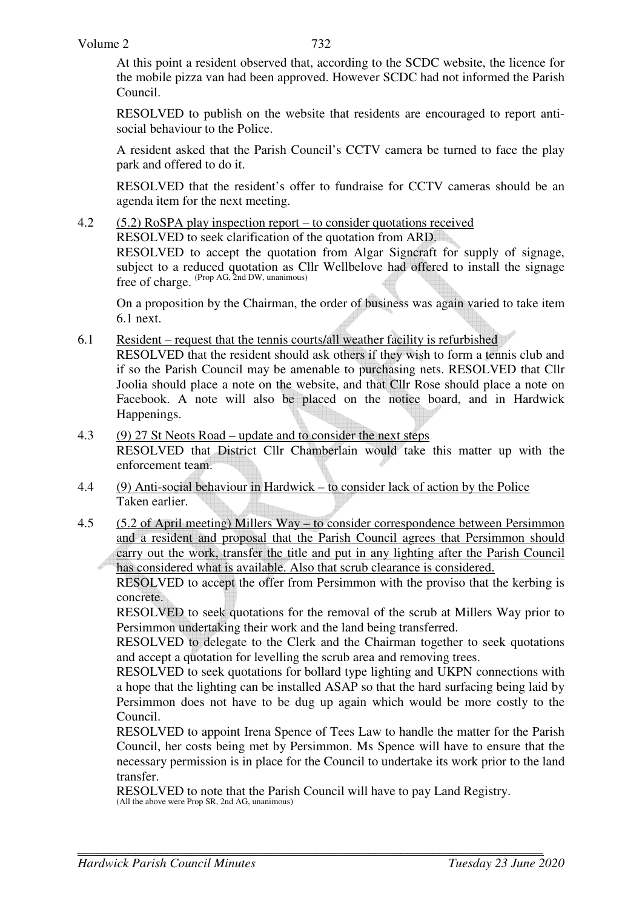At this point a resident observed that, according to the SCDC website, the licence for the mobile pizza van had been approved. However SCDC had not informed the Parish Council.

RESOLVED to publish on the website that residents are encouraged to report anti-social behaviour to the Police.

A resident asked that the Parish Council's CCTV camera be turned to face the play park and offered to do it.

RESOLVED that the resident's offer to fundraise for CCTV cameras should be an agenda item for the next meeting.

4.2 <u>(5.2) RoSPA play inspection report – to consider quotations received</u>
RESOLVED to seek clarification of the quotation from ARD.
RESOLVED to accept the quotation from Algar Signcraft for supply of signage, subject to a reduced quotation as Cllr Wellbelove had offered to install the signage free of charge. (Prop AG, 2nd DW, unanimous)

On a proposition by the Chairman, the order of business was again varied to take item 6.1 next.

6.1 <u>Resident – request that the tennis courts/all weather facility is refurbished</u>
RESOLVED that the resident should ask others if they wish to form a tennis club and if so the Parish Council may be amenable to purchasing nets. RESOLVED that Cllr Joolia should place a note on the website, and that Cllr Rose should place a note on Facebook. A note will also be placed on the notice board, and in Hardwick Happenings.

4.3 <u>(9) 27 St Neots Road – update and to consider the next steps</u>
RESOLVED that District Cllr Chamberlain would take this matter up with the enforcement team.

4.4 <u>(9) Anti-social behaviour in Hardwick – to consider lack of action by the Police</u>
Taken earlier.

4.5 <u>(5.2 of April meeting) Millers Way – to consider correspondence between Persimmon and a resident and proposal that the Parish Council agrees that Persimmon should carry out the work, transfer the title and put in any lighting after the Parish Council has considered what is available. Also that scrub clearance is considered.</u>
RESOLVED to accept the offer from Persimmon with the proviso that the kerbing is concrete.
RESOLVED to seek quotations for the removal of the scrub at Millers Way prior to Persimmon undertaking their work and the land being transferred.
RESOLVED to delegate to the Clerk and the Chairman together to seek quotations and accept a quotation for levelling the scrub area and removing trees.
RESOLVED to seek quotations for bollard type lighting and UKPN connections with a hope that the lighting can be installed ASAP so that the hard surfacing being laid by Persimmon does not have to be dug up again which would be more costly to the Council.
RESOLVED to appoint Irena Spence of Tees Law to handle the matter for the Parish Council, her costs being met by Persimmon. Ms Spence will have to ensure that the necessary permission is in place for the Council to undertake its work prior to the land transfer.
RESOLVED to note that the Parish Council will have to pay Land Registry.
(All the above were Prop SR, 2nd AG, unanimous)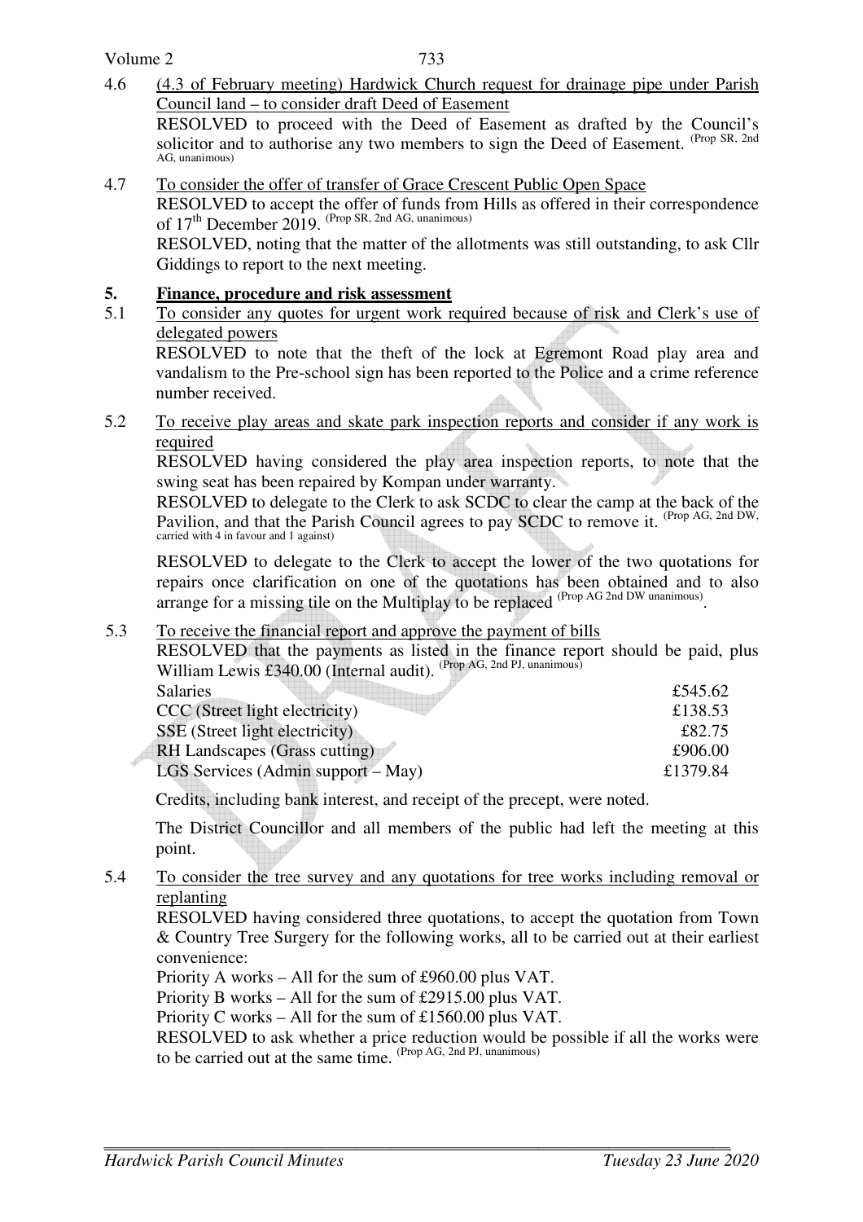4.6 <u>(4.3 of February meeting) Hardwick Church request for drainage pipe under Parish Council land – to consider draft Deed of Easement</u>

RESOLVED to proceed with the Deed of Easement as drafted by the Council's solicitor and to authorise any two members to sign the Deed of Easement. (Prop SR, 2nd AG, unanimous)

4.7 <u>To consider the offer of transfer of Grace Crescent Public Open Space</u>

RESOLVED to accept the offer of funds from Hills as offered in their correspondence of 17th December 2019. (Prop SR, 2nd AG, unanimous)

RESOLVED, noting that the matter of the allotments was still outstanding, to ask Cllr Giddings to report to the next meeting.

## 5. Finance, procedure and risk assessment

5.1 <u>To consider any quotes for urgent work required because of risk and Clerk's use of delegated powers</u>

RESOLVED to note that the theft of the lock at Egremont Road play area and vandalism to the Pre-school sign has been reported to the Police and a crime reference number received.

5.2 <u>To receive play areas and skate park inspection reports and consider if any work is required</u>

RESOLVED having considered the play area inspection reports, to note that the swing seat has been repaired by Kompan under warranty.

RESOLVED to delegate to the Clerk to ask SCDC to clear the camp at the back of the Pavilion, and that the Parish Council agrees to pay SCDC to remove it. (Prop AG, 2nd DW, carried with 4 in favour and 1 against)

RESOLVED to delegate to the Clerk to accept the lower of the two quotations for repairs once clarification on one of the quotations has been obtained and to also arrange for a missing tile on the Multiplay to be replaced (Prop AG 2nd DW unanimous).

5.3 <u>To receive the financial report and approve the payment of bills</u>

RESOLVED that the payments as listed in the finance report should be paid, plus William Lewis £340.00 (Internal audit). (Prop AG, 2nd PJ, unanimous)

| | |
|---|---|
| Salaries | £545.62 |
| CCC (Street light electricity) | £138.53 |
| SSE (Street light electricity) | £82.75 |
| RH Landscapes (Grass cutting) | £906.00 |
| LGS Services (Admin support – May) | £1379.84 |

Credits, including bank interest, and receipt of the precept, were noted.

The District Councillor and all members of the public had left the meeting at this point.

5.4 <u>To consider the tree survey and any quotations for tree works including removal or replanting</u>

RESOLVED having considered three quotations, to accept the quotation from Town & Country Tree Surgery for the following works, all to be carried out at their earliest convenience:

Priority A works – All for the sum of £960.00 plus VAT.

Priority B works – All for the sum of £2915.00 plus VAT.

Priority C works – All for the sum of £1560.00 plus VAT.

RESOLVED to ask whether a price reduction would be possible if all the works were to be carried out at the same time. (Prop AG, 2nd PJ, unanimous)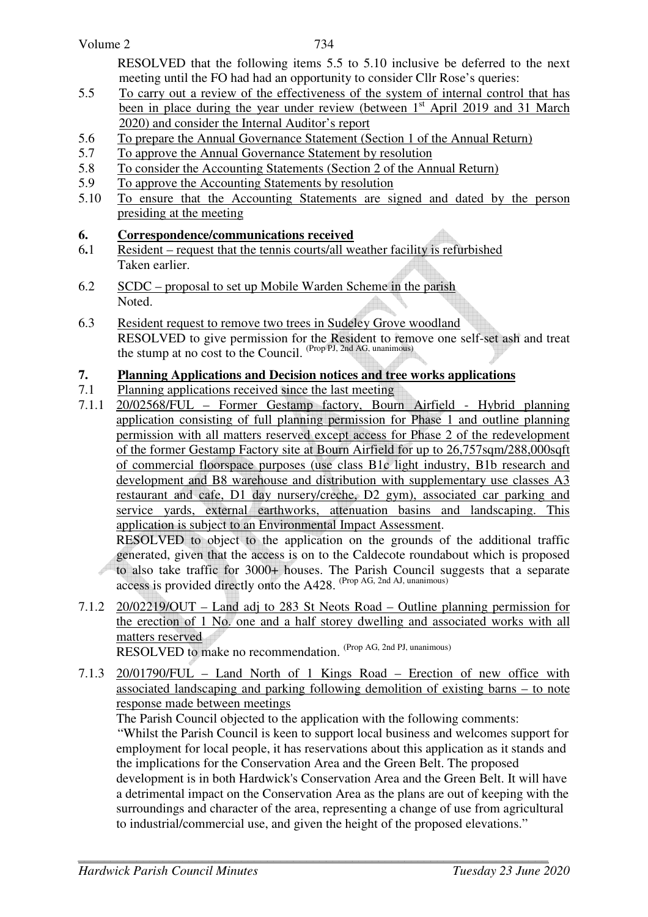RESOLVED that the following items 5.5 to 5.10 inclusive be deferred to the next meeting until the FO had had an opportunity to consider Cllr Rose's queries:

5.5 To carry out a review of the effectiveness of the system of internal control that has been in place during the year under review (between 1st April 2019 and 31 March 2020) and consider the Internal Auditor's report

5.6 To prepare the Annual Governance Statement (Section 1 of the Annual Return)

5.7 To approve the Annual Governance Statement by resolution

5.8 To consider the Accounting Statements (Section 2 of the Annual Return)

5.9 To approve the Accounting Statements by resolution

5.10 To ensure that the Accounting Statements are signed and dated by the person presiding at the meeting

## 6. Correspondence/communications received

6.1 Resident – request that the tennis courts/all weather facility is refurbished
Taken earlier.

6.2 SCDC – proposal to set up Mobile Warden Scheme in the parish
Noted.

6.3 Resident request to remove two trees in Sudeley Grove woodland
RESOLVED to give permission for the Resident to remove one self-set ash and treat the stump at no cost to the Council. (Prop PJ, 2nd AG, unanimous)

## 7. Planning Applications and Decision notices and tree works applications

7.1 Planning applications received since the last meeting

7.1.1 20/02568/FUL – Former Gestamp factory, Bourn Airfield - Hybrid planning application consisting of full planning permission for Phase 1 and outline planning permission with all matters reserved except access for Phase 2 of the redevelopment of the former Gestamp Factory site at Bourn Airfield for up to 26,757sqm/288,000sqft of commercial floorspace purposes (use class B1c light industry, B1b research and development and B8 warehouse and distribution with supplementary use classes A3 restaurant and cafe, D1 day nursery/creche, D2 gym), associated car parking and service yards, external earthworks, attenuation basins and landscaping. This application is subject to an Environmental Impact Assessment.
RESOLVED to object to the application on the grounds of the additional traffic generated, given that the access is on to the Caldecote roundabout which is proposed to also take traffic for 3000+ houses. The Parish Council suggests that a separate access is provided directly onto the A428. (Prop AG, 2nd AJ, unanimous)

7.1.2 20/02219/OUT – Land adj to 283 St Neots Road – Outline planning permission for the erection of 1 No. one and a half storey dwelling and associated works with all matters reserved
RESOLVED to make no recommendation. (Prop AG, 2nd PJ, unanimous)

7.1.3 20/01790/FUL – Land North of 1 Kings Road – Erection of new office with associated landscaping and parking following demolition of existing barns – to note response made between meetings
The Parish Council objected to the application with the following comments:
"Whilst the Parish Council is keen to support local business and welcomes support for employment for local people, it has reservations about this application as it stands and the implications for the Conservation Area and the Green Belt. The proposed development is in both Hardwick's Conservation Area and the Green Belt. It will have a detrimental impact on the Conservation Area as the plans are out of keeping with the surroundings and character of the area, representing a change of use from agricultural to industrial/commercial use, and given the height of the proposed elevations."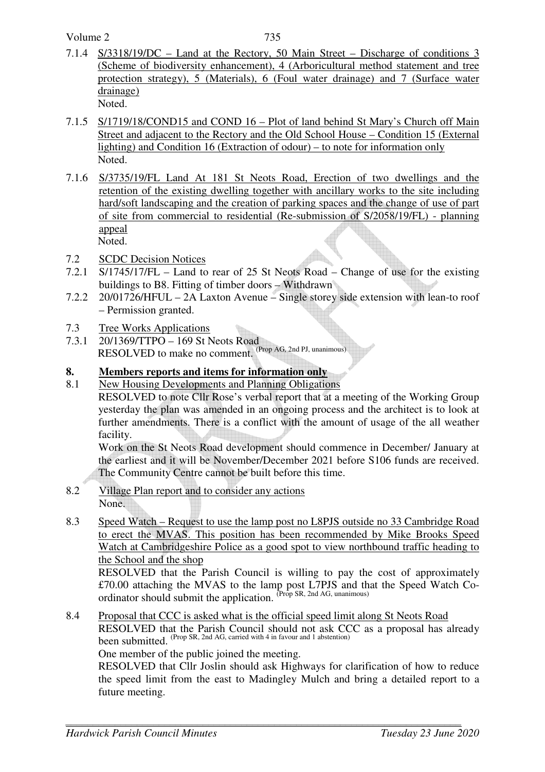7.1.4 S/3318/19/DC – Land at the Rectory, 50 Main Street – Discharge of conditions 3 (Scheme of biodiversity enhancement), 4 (Arboricultural method statement and tree protection strategy), 5 (Materials), 6 (Foul water drainage) and 7 (Surface water drainage)
Noted.

7.1.5 S/1719/18/COND15 and COND 16 – Plot of land behind St Mary's Church off Main Street and adjacent to the Rectory and the Old School House – Condition 15 (External lighting) and Condition 16 (Extraction of odour) – to note for information only
Noted.

7.1.6 S/3735/19/FL Land At 181 St Neots Road, Erection of two dwellings and the retention of the existing dwelling together with ancillary works to the site including hard/soft landscaping and the creation of parking spaces and the change of use of part of site from commercial to residential (Re-submission of S/2058/19/FL) - planning appeal
Noted.

7.2 SCDC Decision Notices

7.2.1 S/1745/17/FL – Land to rear of 25 St Neots Road – Change of use for the existing buildings to B8. Fitting of timber doors – Withdrawn

7.2.2 20/01726/HFUL – 2A Laxton Avenue – Single storey side extension with lean-to roof – Permission granted.

7.3 Tree Works Applications

7.3.1 20/1369/TTPO – 169 St Neots Road
RESOLVED to make no comment. (Prop AG, 2nd PJ, unanimous)

## 8. Members reports and items for information only

8.1 New Housing Developments and Planning Obligations
RESOLVED to note Cllr Rose's verbal report that at a meeting of the Working Group yesterday the plan was amended in an ongoing process and the architect is to look at further amendments. There is a conflict with the amount of usage of the all weather facility.
Work on the St Neots Road development should commence in December/ January at the earliest and it will be November/December 2021 before S106 funds are received. The Community Centre cannot be built before this time.

8.2 Village Plan report and to consider any actions
None.

8.3 Speed Watch – Request to use the lamp post no L8PJS outside no 33 Cambridge Road to erect the MVAS. This position has been recommended by Mike Brooks Speed Watch at Cambridgeshire Police as a good spot to view northbound traffic heading to the School and the shop
RESOLVED that the Parish Council is willing to pay the cost of approximately £70.00 attaching the MVAS to the lamp post L7PJS and that the Speed Watch Co-ordinator should submit the application. (Prop SR, 2nd AG, unanimous)

8.4 Proposal that CCC is asked what is the official speed limit along St Neots Road
RESOLVED that the Parish Council should not ask CCC as a proposal has already been submitted. (Prop SR, 2nd AG, carried with 4 in favour and 1 abstention)
One member of the public joined the meeting.
RESOLVED that Cllr Joslin should ask Highways for clarification of how to reduce the speed limit from the east to Madingley Mulch and bring a detailed report to a future meeting.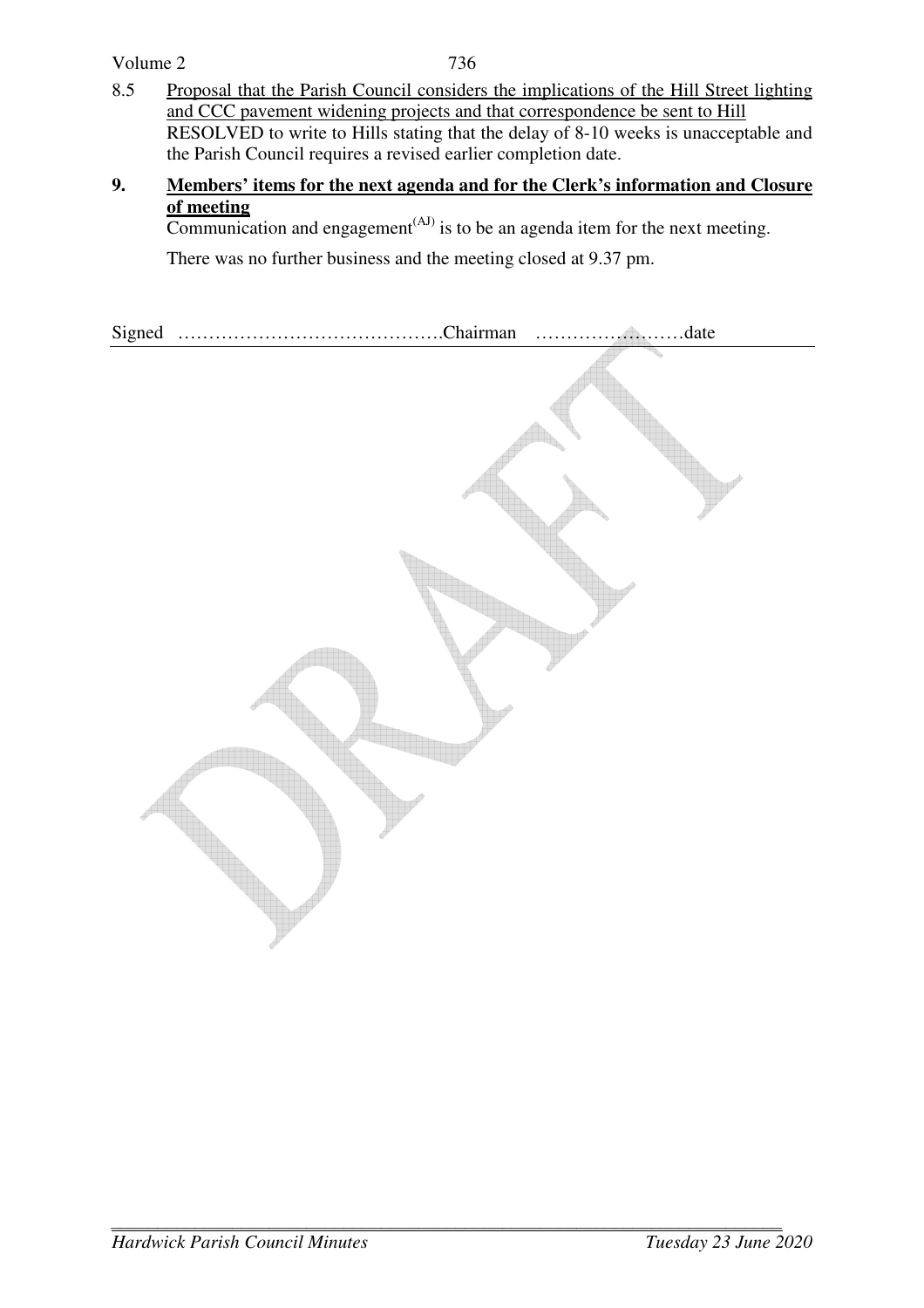8.5 Proposal that the Parish Council considers the implications of the Hill Street lighting and CCC pavement widening projects and that correspondence be sent to Hill
RESOLVED to write to Hills stating that the delay of 8-10 weeks is unacceptable and the Parish Council requires a revised earlier completion date.

**9. Members' items for the next agenda and for the Clerk's information and Closure of meeting**

Communication and engagement[(AJ)] is to be an agenda item for the next meeting.

There was no further business and the meeting closed at 9.37 pm.

Signed …………………………………….Chairman ……………………date

DRAFT